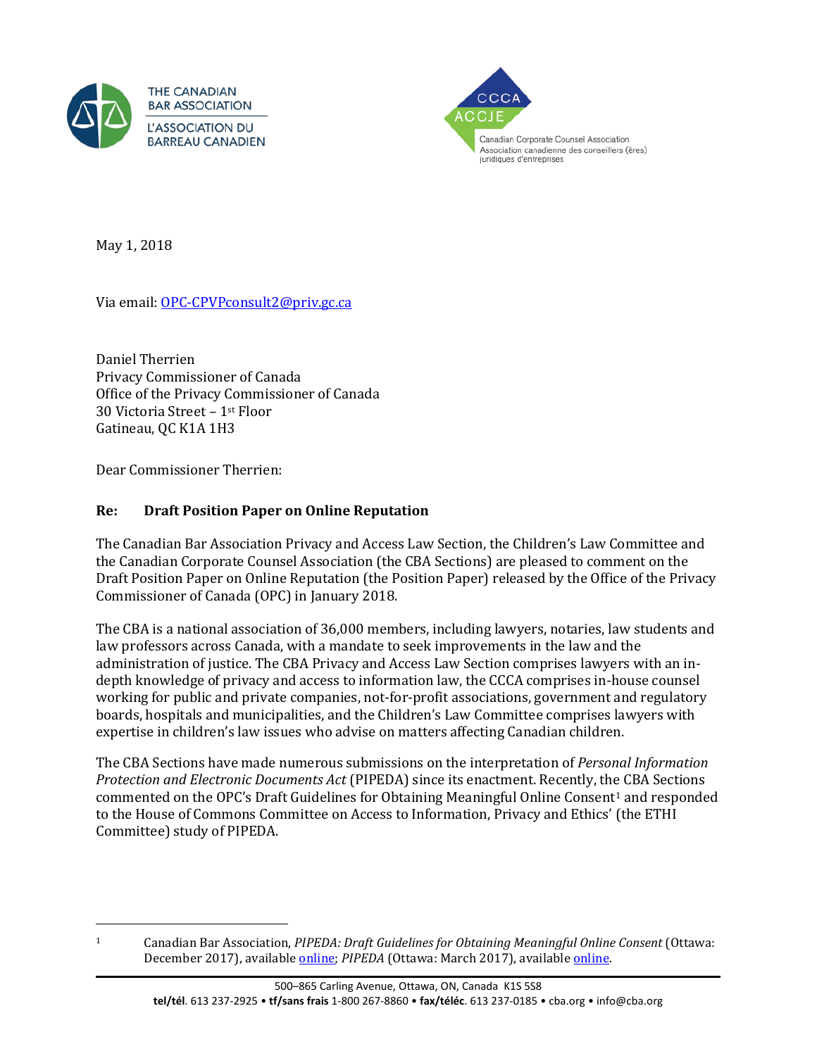THE CANADIAN BAR ASSOCIATION
L'ASSOCIATION DU BARREAU CANADIEN

CCCA ACCJE
Canadian Corporate Counsel Association
Association canadienne des conseillers (ères) juridiques d'entreprises

May 1, 2018

Via email: [OPC-CPVPconsult2@priv.gc.ca](mailto:OPC-CPVPconsult2@priv.gc.ca)

Daniel Therrien
Privacy Commissioner of Canada
Office of the Privacy Commissioner of Canada
30 Victoria Street – 1st Floor
Gatineau, QC K1A 1H3

Dear Commissioner Therrien:

**Re: Draft Position Paper on Online Reputation**

The Canadian Bar Association Privacy and Access Law Section, the Children's Law Committee and the Canadian Corporate Counsel Association (the CBA Sections) are pleased to comment on the Draft Position Paper on Online Reputation (the Position Paper) released by the Office of the Privacy Commissioner of Canada (OPC) in January 2018.

The CBA is a national association of 36,000 members, including lawyers, notaries, law students and law professors across Canada, with a mandate to seek improvements in the law and the administration of justice. The CBA Privacy and Access Law Section comprises lawyers with an in-depth knowledge of privacy and access to information law, the CCCA comprises in-house counsel working for public and private companies, not-for-profit associations, government and regulatory boards, hospitals and municipalities, and the Children's Law Committee comprises lawyers with expertise in children's law issues who advise on matters affecting Canadian children.

The CBA Sections have made numerous submissions on the interpretation of *Personal Information Protection and Electronic Documents Act* (PIPEDA) since its enactment. Recently, the CBA Sections commented on the OPC's Draft Guidelines for Obtaining Meaningful Online Consent[1] and responded to the House of Commons Committee on Access to Information, Privacy and Ethics' (the ETHI Committee) study of PIPEDA.

[1] Canadian Bar Association, *PIPEDA: Draft Guidelines for Obtaining Meaningful Online Consent* (Ottawa: December 2017), available online; *PIPEDA* (Ottawa: March 2017), available online.

500–865 Carling Avenue, Ottawa, ON, Canada K1S 5S8
**tel/tél**. 613 237-2925 • **tf/sans frais** 1-800 267-8860 • **fax/téléc**. 613 237-0185 • cba.org • info@cba.org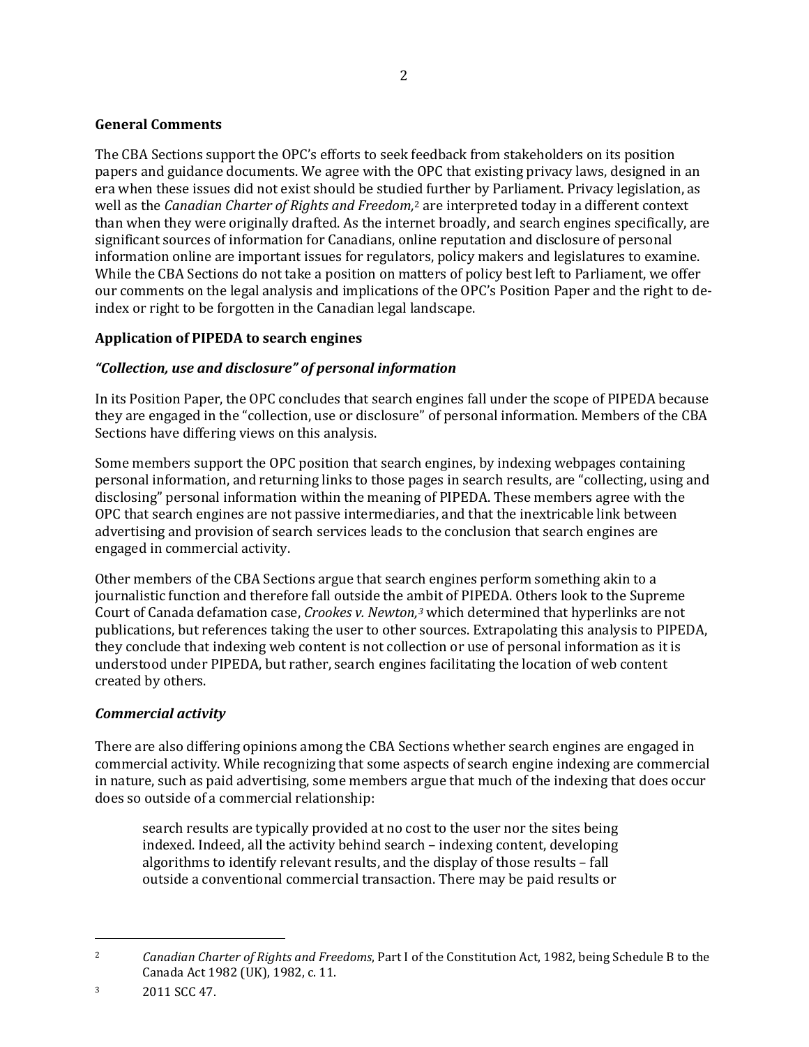## General Comments

The CBA Sections support the OPC's efforts to seek feedback from stakeholders on its position papers and guidance documents. We agree with the OPC that existing privacy laws, designed in an era when these issues did not exist should be studied further by Parliament. Privacy legislation, as well as the *Canadian Charter of Rights and Freedom*,[2] are interpreted today in a different context than when they were originally drafted. As the internet broadly, and search engines specifically, are significant sources of information for Canadians, online reputation and disclosure of personal information online are important issues for regulators, policy makers and legislatures to examine. While the CBA Sections do not take a position on matters of policy best left to Parliament, we offer our comments on the legal analysis and implications of the OPC's Position Paper and the right to de-index or right to be forgotten in the Canadian legal landscape.

## Application of PIPEDA to search engines

### *"Collection, use and disclosure" of personal information*

In its Position Paper, the OPC concludes that search engines fall under the scope of PIPEDA because they are engaged in the "collection, use or disclosure" of personal information. Members of the CBA Sections have differing views on this analysis.

Some members support the OPC position that search engines, by indexing webpages containing personal information, and returning links to those pages in search results, are "collecting, using and disclosing" personal information within the meaning of PIPEDA. These members agree with the OPC that search engines are not passive intermediaries, and that the inextricable link between advertising and provision of search services leads to the conclusion that search engines are engaged in commercial activity.

Other members of the CBA Sections argue that search engines perform something akin to a journalistic function and therefore fall outside the ambit of PIPEDA. Others look to the Supreme Court of Canada defamation case, *Crookes v. Newton*,[3] which determined that hyperlinks are not publications, but references taking the user to other sources. Extrapolating this analysis to PIPEDA, they conclude that indexing web content is not collection or use of personal information as it is understood under PIPEDA, but rather, search engines facilitating the location of web content created by others.

### *Commercial activity*

There are also differing opinions among the CBA Sections whether search engines are engaged in commercial activity. While recognizing that some aspects of search engine indexing are commercial in nature, such as paid advertising, some members argue that much of the indexing that does occur does so outside of a commercial relationship:

> search results are typically provided at no cost to the user nor the sites being indexed. Indeed, all the activity behind search – indexing content, developing algorithms to identify relevant results, and the display of those results – fall outside a conventional commercial transaction. There may be paid results or

---

[2] *Canadian Charter of Rights and Freedoms*, Part I of the Constitution Act, 1982, being Schedule B to the Canada Act 1982 (UK), 1982, c. 11.

[3] 2011 SCC 47.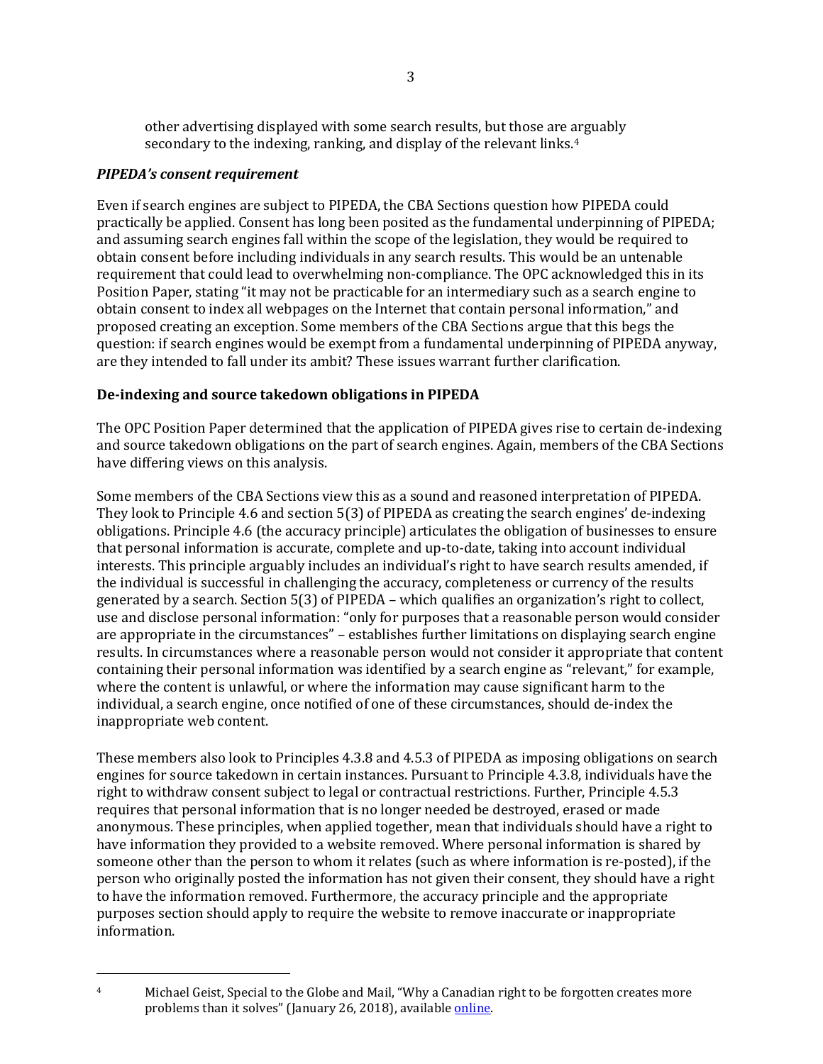other advertising displayed with some search results, but those are arguably secondary to the indexing, ranking, and display of the relevant links.[4]

### *PIPEDA's consent requirement*

Even if search engines are subject to PIPEDA, the CBA Sections question how PIPEDA could practically be applied. Consent has long been posited as the fundamental underpinning of PIPEDA; and assuming search engines fall within the scope of the legislation, they would be required to obtain consent before including individuals in any search results. This would be an untenable requirement that could lead to overwhelming non-compliance. The OPC acknowledged this in its Position Paper, stating "it may not be practicable for an intermediary such as a search engine to obtain consent to index all webpages on the Internet that contain personal information," and proposed creating an exception. Some members of the CBA Sections argue that this begs the question: if search engines would be exempt from a fundamental underpinning of PIPEDA anyway, are they intended to fall under its ambit? These issues warrant further clarification.

## De-indexing and source takedown obligations in PIPEDA

The OPC Position Paper determined that the application of PIPEDA gives rise to certain de-indexing and source takedown obligations on the part of search engines. Again, members of the CBA Sections have differing views on this analysis.

Some members of the CBA Sections view this as a sound and reasoned interpretation of PIPEDA. They look to Principle 4.6 and section 5(3) of PIPEDA as creating the search engines' de-indexing obligations. Principle 4.6 (the accuracy principle) articulates the obligation of businesses to ensure that personal information is accurate, complete and up-to-date, taking into account individual interests. This principle arguably includes an individual's right to have search results amended, if the individual is successful in challenging the accuracy, completeness or currency of the results generated by a search. Section 5(3) of PIPEDA – which qualifies an organization's right to collect, use and disclose personal information: "only for purposes that a reasonable person would consider are appropriate in the circumstances" – establishes further limitations on displaying search engine results. In circumstances where a reasonable person would not consider it appropriate that content containing their personal information was identified by a search engine as "relevant," for example, where the content is unlawful, or where the information may cause significant harm to the individual, a search engine, once notified of one of these circumstances, should de-index the inappropriate web content.

These members also look to Principles 4.3.8 and 4.5.3 of PIPEDA as imposing obligations on search engines for source takedown in certain instances. Pursuant to Principle 4.3.8, individuals have the right to withdraw consent subject to legal or contractual restrictions. Further, Principle 4.5.3 requires that personal information that is no longer needed be destroyed, erased or made anonymous. These principles, when applied together, mean that individuals should have a right to have information they provided to a website removed. Where personal information is shared by someone other than the person to whom it relates (such as where information is re-posted), if the person who originally posted the information has not given their consent, they should have a right to have the information removed. Furthermore, the accuracy principle and the appropriate purposes section should apply to require the website to remove inaccurate or inappropriate information.

---

[4] Michael Geist, Special to the Globe and Mail, "Why a Canadian right to be forgotten creates more problems than it solves" (January 26, 2018), available online.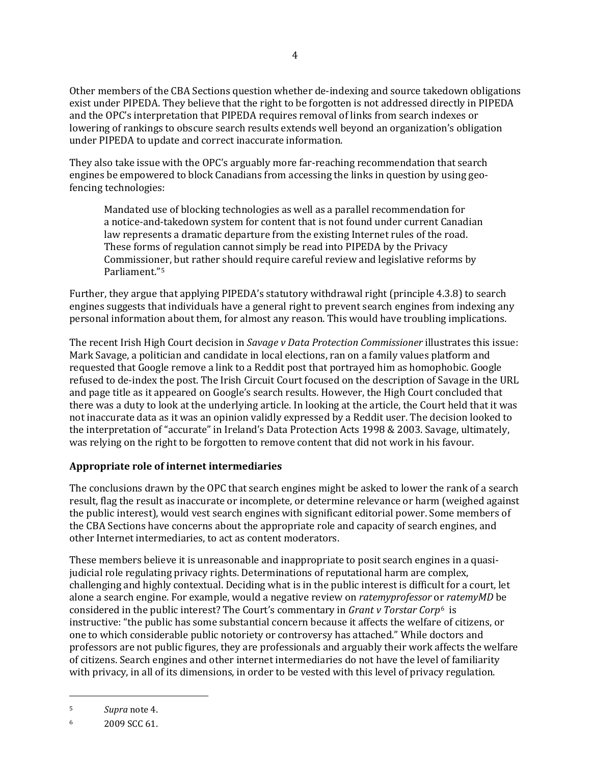Other members of the CBA Sections question whether de-indexing and source takedown obligations exist under PIPEDA. They believe that the right to be forgotten is not addressed directly in PIPEDA and the OPC's interpretation that PIPEDA requires removal of links from search indexes or lowering of rankings to obscure search results extends well beyond an organization's obligation under PIPEDA to update and correct inaccurate information.

They also take issue with the OPC's arguably more far-reaching recommendation that search engines be empowered to block Canadians from accessing the links in question by using geo-fencing technologies:

> Mandated use of blocking technologies as well as a parallel recommendation for a notice-and-takedown system for content that is not found under current Canadian law represents a dramatic departure from the existing Internet rules of the road. These forms of regulation cannot simply be read into PIPEDA by the Privacy Commissioner, but rather should require careful review and legislative reforms by Parliament."[5]

Further, they argue that applying PIPEDA's statutory withdrawal right (principle 4.3.8) to search engines suggests that individuals have a general right to prevent search engines from indexing any personal information about them, for almost any reason. This would have troubling implications.

The recent Irish High Court decision in *Savage v Data Protection Commissioner* illustrates this issue: Mark Savage, a politician and candidate in local elections, ran on a family values platform and requested that Google remove a link to a Reddit post that portrayed him as homophobic. Google refused to de-index the post. The Irish Circuit Court focused on the description of Savage in the URL and page title as it appeared on Google's search results. However, the High Court concluded that there was a duty to look at the underlying article. In looking at the article, the Court held that it was not inaccurate data as it was an opinion validly expressed by a Reddit user. The decision looked to the interpretation of "accurate" in Ireland's Data Protection Acts 1998 & 2003. Savage, ultimately, was relying on the right to be forgotten to remove content that did not work in his favour.

### Appropriate role of internet intermediaries

The conclusions drawn by the OPC that search engines might be asked to lower the rank of a search result, flag the result as inaccurate or incomplete, or determine relevance or harm (weighed against the public interest), would vest search engines with significant editorial power. Some members of the CBA Sections have concerns about the appropriate role and capacity of search engines, and other Internet intermediaries, to act as content moderators.

These members believe it is unreasonable and inappropriate to posit search engines in a quasi-judicial role regulating privacy rights. Determinations of reputational harm are complex, challenging and highly contextual. Deciding what is in the public interest is difficult for a court, let alone a search engine. For example, would a negative review on *ratemyprofessor* or *ratemyMD* be considered in the public interest? The Court's commentary in *Grant v Torstar Corp*[6] is instructive: "the public has some substantial concern because it affects the welfare of citizens, or one to which considerable public notoriety or controversy has attached." While doctors and professors are not public figures, they are professionals and arguably their work affects the welfare of citizens. Search engines and other internet intermediaries do not have the level of familiarity with privacy, in all of its dimensions, in order to be vested with this level of privacy regulation.

---

[5] *Supra* note 4.

[6] 2009 SCC 61.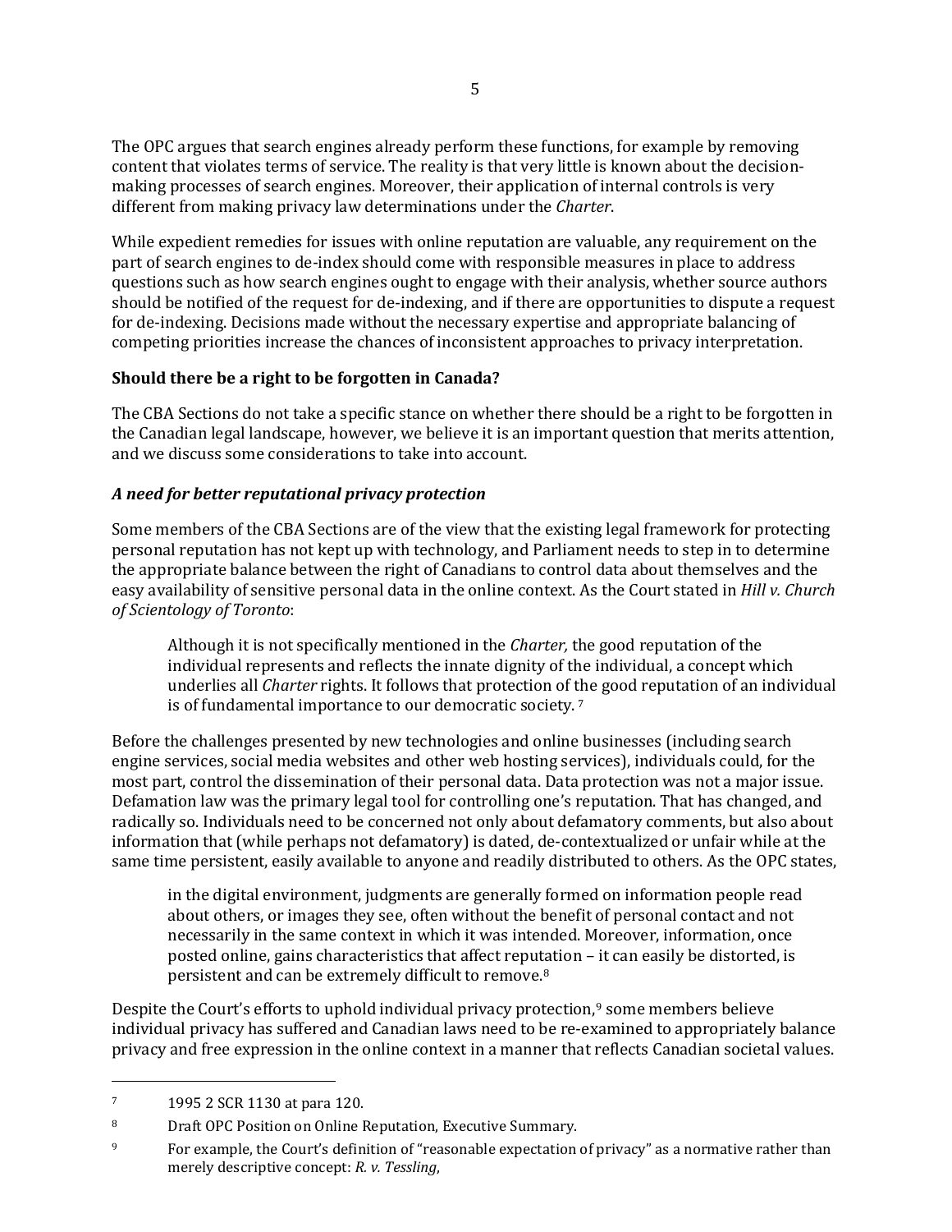The OPC argues that search engines already perform these functions, for example by removing content that violates terms of service. The reality is that very little is known about the decision-making processes of search engines. Moreover, their application of internal controls is very different from making privacy law determinations under the *Charter*.

While expedient remedies for issues with online reputation are valuable, any requirement on the part of search engines to de-index should come with responsible measures in place to address questions such as how search engines ought to engage with their analysis, whether source authors should be notified of the request for de-indexing, and if there are opportunities to dispute a request for de-indexing. Decisions made without the necessary expertise and appropriate balancing of competing priorities increase the chances of inconsistent approaches to privacy interpretation.

**Should there be a right to be forgotten in Canada?**

The CBA Sections do not take a specific stance on whether there should be a right to be forgotten in the Canadian legal landscape, however, we believe it is an important question that merits attention, and we discuss some considerations to take into account.

***A need for better reputational privacy protection***

Some members of the CBA Sections are of the view that the existing legal framework for protecting personal reputation has not kept up with technology, and Parliament needs to step in to determine the appropriate balance between the right of Canadians to control data about themselves and the easy availability of sensitive personal data in the online context. As the Court stated in *Hill v. Church of Scientology of Toronto*:

> Although it is not specifically mentioned in the *Charter,* the good reputation of the individual represents and reflects the innate dignity of the individual, a concept which underlies all *Charter* rights. It follows that protection of the good reputation of an individual is of fundamental importance to our democratic society. [7]

Before the challenges presented by new technologies and online businesses (including search engine services, social media websites and other web hosting services), individuals could, for the most part, control the dissemination of their personal data. Data protection was not a major issue. Defamation law was the primary legal tool for controlling one's reputation. That has changed, and radically so. Individuals need to be concerned not only about defamatory comments, but also about information that (while perhaps not defamatory) is dated, de-contextualized or unfair while at the same time persistent, easily available to anyone and readily distributed to others. As the OPC states,

> in the digital environment, judgments are generally formed on information people read about others, or images they see, often without the benefit of personal contact and not necessarily in the same context in which it was intended. Moreover, information, once posted online, gains characteristics that affect reputation – it can easily be distorted, is persistent and can be extremely difficult to remove.[8]

Despite the Court's efforts to uphold individual privacy protection,[9] some members believe individual privacy has suffered and Canadian laws need to be re-examined to appropriately balance privacy and free expression in the online context in a manner that reflects Canadian societal values.

---

[7] 1995 2 SCR 1130 at para 120.

[8] Draft OPC Position on Online Reputation, Executive Summary.

[9] For example, the Court's definition of "reasonable expectation of privacy" as a normative rather than merely descriptive concept: *R. v. Tessling*,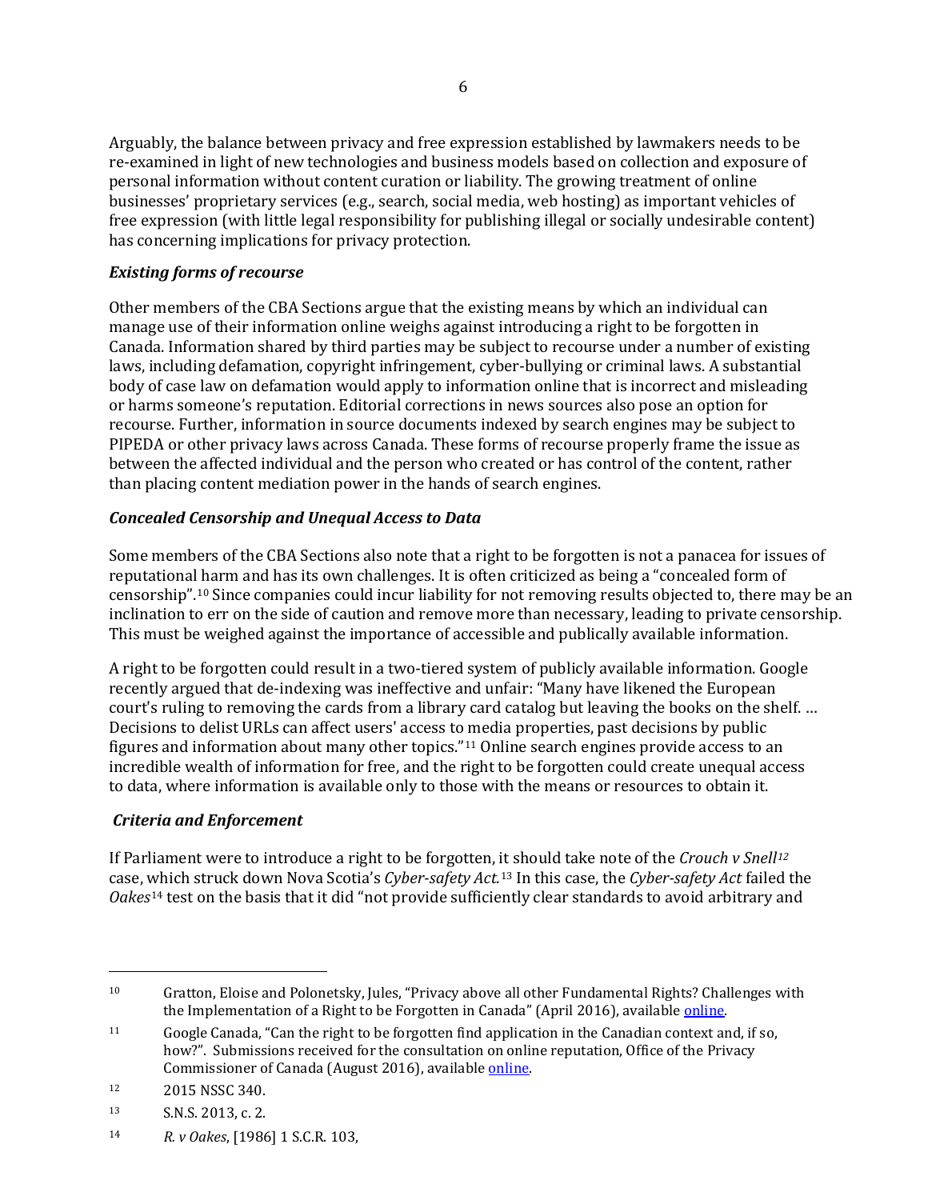Arguably, the balance between privacy and free expression established by lawmakers needs to be re-examined in light of new technologies and business models based on collection and exposure of personal information without content curation or liability. The growing treatment of online businesses' proprietary services (e.g., search, social media, web hosting) as important vehicles of free expression (with little legal responsibility for publishing illegal or socially undesirable content) has concerning implications for privacy protection.

### *Existing forms of recourse*

Other members of the CBA Sections argue that the existing means by which an individual can manage use of their information online weighs against introducing a right to be forgotten in Canada. Information shared by third parties may be subject to recourse under a number of existing laws, including defamation, copyright infringement, cyber-bullying or criminal laws. A substantial body of case law on defamation would apply to information online that is incorrect and misleading or harms someone's reputation. Editorial corrections in news sources also pose an option for recourse. Further, information in source documents indexed by search engines may be subject to PIPEDA or other privacy laws across Canada. These forms of recourse properly frame the issue as between the affected individual and the person who created or has control of the content, rather than placing content mediation power in the hands of search engines.

### *Concealed Censorship and Unequal Access to Data*

Some members of the CBA Sections also note that a right to be forgotten is not a panacea for issues of reputational harm and has its own challenges. It is often criticized as being a "concealed form of censorship".[10] Since companies could incur liability for not removing results objected to, there may be an inclination to err on the side of caution and remove more than necessary, leading to private censorship. This must be weighed against the importance of accessible and publically available information.

A right to be forgotten could result in a two-tiered system of publicly available information. Google recently argued that de-indexing was ineffective and unfair: "Many have likened the European court's ruling to removing the cards from a library card catalog but leaving the books on the shelf. … Decisions to delist URLs can affect users' access to media properties, past decisions by public figures and information about many other topics."[11] Online search engines provide access to an incredible wealth of information for free, and the right to be forgotten could create unequal access to data, where information is available only to those with the means or resources to obtain it.

### *Criteria and Enforcement*

If Parliament were to introduce a right to be forgotten, it should take note of the *Crouch v Snell*[12] case, which struck down Nova Scotia's *Cyber-safety Act.*[13] In this case, the *Cyber-safety Act* failed the *Oakes*[14] test on the basis that it did "not provide sufficiently clear standards to avoid arbitrary and

---

[10] Gratton, Eloise and Polonetsky, Jules, "Privacy above all other Fundamental Rights? Challenges with the Implementation of a Right to be Forgotten in Canada" (April 2016), available online.

[11] Google Canada, "Can the right to be forgotten find application in the Canadian context and, if so, how?". Submissions received for the consultation on online reputation, Office of the Privacy Commissioner of Canada (August 2016), available online.

[12] 2015 NSSC 340.

[13] S.N.S. 2013, c. 2.

[14] *R. v Oakes*, [1986] 1 S.C.R. 103,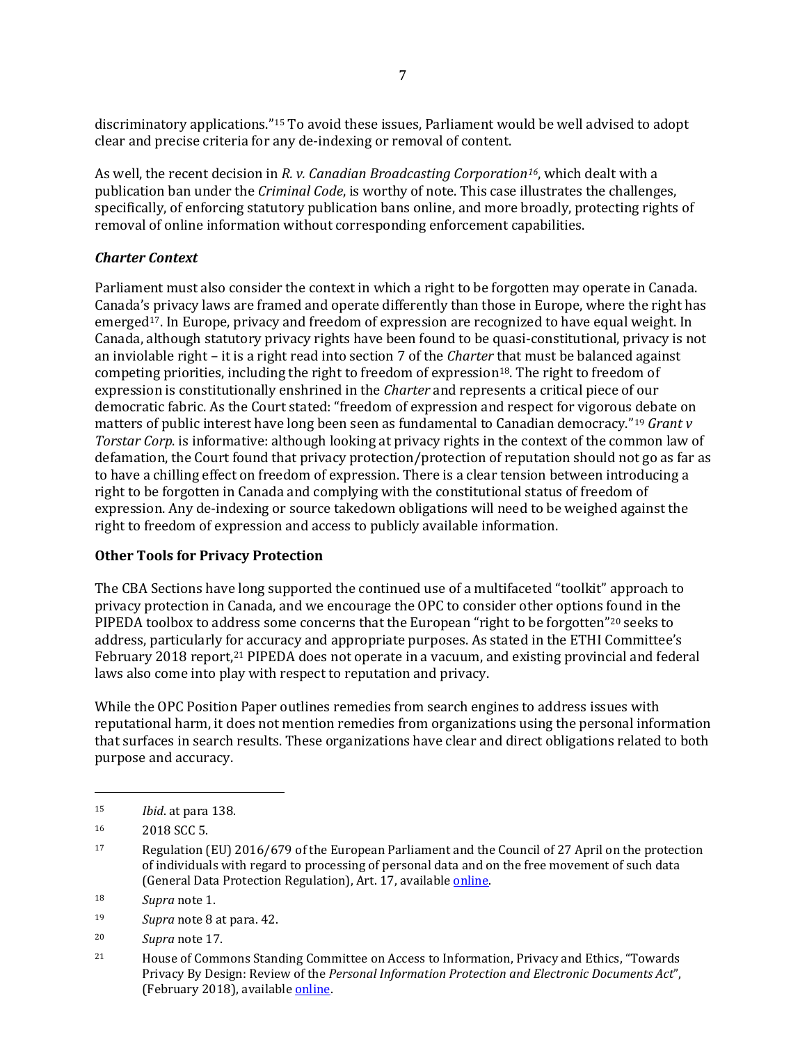discriminatory applications."[15] To avoid these issues, Parliament would be well advised to adopt clear and precise criteria for any de-indexing or removal of content.

As well, the recent decision in *R. v. Canadian Broadcasting Corporation*[16], which dealt with a publication ban under the *Criminal Code*, is worthy of note. This case illustrates the challenges, specifically, of enforcing statutory publication bans online, and more broadly, protecting rights of removal of online information without corresponding enforcement capabilities.

### *Charter Context*

Parliament must also consider the context in which a right to be forgotten may operate in Canada. Canada's privacy laws are framed and operate differently than those in Europe, where the right has emerged[17]. In Europe, privacy and freedom of expression are recognized to have equal weight. In Canada, although statutory privacy rights have been found to be quasi-constitutional, privacy is not an inviolable right – it is a right read into section 7 of the *Charter* that must be balanced against competing priorities, including the right to freedom of expression[18]. The right to freedom of expression is constitutionally enshrined in the *Charter* and represents a critical piece of our democratic fabric. As the Court stated: "freedom of expression and respect for vigorous debate on matters of public interest have long been seen as fundamental to Canadian democracy."[19] *Grant v Torstar Corp*. is informative: although looking at privacy rights in the context of the common law of defamation, the Court found that privacy protection/protection of reputation should not go as far as to have a chilling effect on freedom of expression. There is a clear tension between introducing a right to be forgotten in Canada and complying with the constitutional status of freedom of expression. Any de-indexing or source takedown obligations will need to be weighed against the right to freedom of expression and access to publicly available information.

## Other Tools for Privacy Protection

The CBA Sections have long supported the continued use of a multifaceted "toolkit" approach to privacy protection in Canada, and we encourage the OPC to consider other options found in the PIPEDA toolbox to address some concerns that the European "right to be forgotten"[20] seeks to address, particularly for accuracy and appropriate purposes. As stated in the ETHI Committee's February 2018 report,[21] PIPEDA does not operate in a vacuum, and existing provincial and federal laws also come into play with respect to reputation and privacy.

While the OPC Position Paper outlines remedies from search engines to address issues with reputational harm, it does not mention remedies from organizations using the personal information that surfaces in search results. These organizations have clear and direct obligations related to both purpose and accuracy.

---

[15] *Ibid*. at para 138.

[16] 2018 SCC 5.

[17] Regulation (EU) 2016/679 of the European Parliament and the Council of 27 April on the protection of individuals with regard to processing of personal data and on the free movement of such data (General Data Protection Regulation), Art. 17, available online.

[18] *Supra* note 1.

[19] *Supra* note 8 at para. 42.

[20] *Supra* note 17.

[21] House of Commons Standing Committee on Access to Information, Privacy and Ethics, "Towards Privacy By Design: Review of the *Personal Information Protection and Electronic Documents Act*", (February 2018), available online.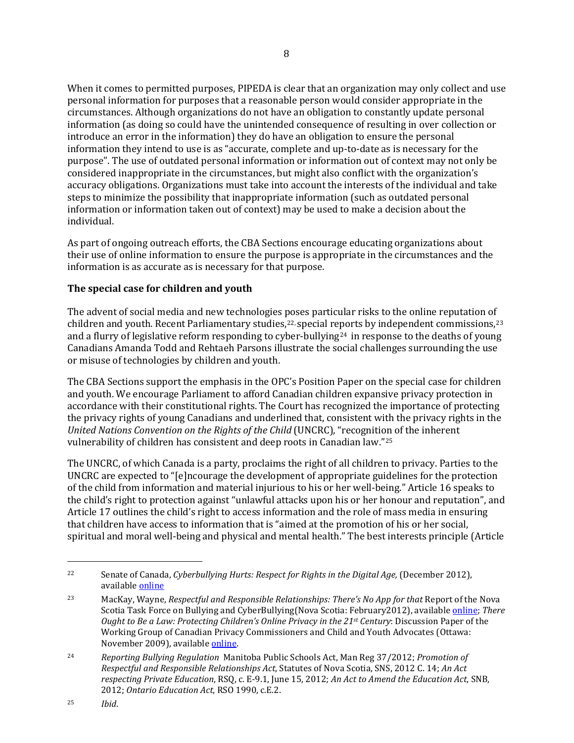When it comes to permitted purposes, PIPEDA is clear that an organization may only collect and use personal information for purposes that a reasonable person would consider appropriate in the circumstances. Although organizations do not have an obligation to constantly update personal information (as doing so could have the unintended consequence of resulting in over collection or introduce an error in the information) they do have an obligation to ensure the personal information they intend to use is as "accurate, complete and up-to-date as is necessary for the purpose". The use of outdated personal information or information out of context may not only be considered inappropriate in the circumstances, but might also conflict with the organization's accuracy obligations. Organizations must take into account the interests of the individual and take steps to minimize the possibility that inappropriate information (such as outdated personal information or information taken out of context) may be used to make a decision about the individual.

As part of ongoing outreach efforts, the CBA Sections encourage educating organizations about their use of online information to ensure the purpose is appropriate in the circumstances and the information is as accurate as is necessary for that purpose.

**The special case for children and youth**

The advent of social media and new technologies poses particular risks to the online reputation of children and youth. Recent Parliamentary studies,[22] special reports by independent commissions,[23] and a flurry of legislative reform responding to cyber-bullying[24] in response to the deaths of young Canadians Amanda Todd and Rehtaeh Parsons illustrate the social challenges surrounding the use or misuse of technologies by children and youth.

The CBA Sections support the emphasis in the OPC's Position Paper on the special case for children and youth. We encourage Parliament to afford Canadian children expansive privacy protection in accordance with their constitutional rights. The Court has recognized the importance of protecting the privacy rights of young Canadians and underlined that, consistent with the privacy rights in the *United Nations Convention on the Rights of the Child* (UNCRC), "recognition of the inherent vulnerability of children has consistent and deep roots in Canadian law."[25]

The UNCRC, of which Canada is a party, proclaims the right of all children to privacy. Parties to the UNCRC are expected to "[e]ncourage the development of appropriate guidelines for the protection of the child from information and material injurious to his or her well-being." Article 16 speaks to the child's right to protection against "unlawful attacks upon his or her honour and reputation", and Article 17 outlines the child's right to access information and the role of mass media in ensuring that children have access to information that is "aimed at the promotion of his or her social, spiritual and moral well-being and physical and mental health." The best interests principle (Article

---

22 Senate of Canada, *Cyberbullying Hurts: Respect for Rights in the Digital Age,* (December 2012), available online

23 MacKay, Wayne, *Respectful and Responsible Relationships: There's No App for that* Report of the Nova Scotia Task Force on Bullying and CyberBullying(Nova Scotia: February2012), available online; *There Ought to Be a Law: Protecting Children's Online Privacy in the 21st Century*: Discussion Paper of the Working Group of Canadian Privacy Commissioners and Child and Youth Advocates (Ottawa: November 2009), available online.

24 *Reporting Bullying Regulation* Manitoba Public Schools Act, Man Reg 37/2012; *Promotion of Respectful and Responsible Relationships Act,* Statutes of Nova Scotia, SNS, 2012 C. 14; *An Act respecting Private Education*, RSQ, c. E-9.1, June 15, 2012; *An Act to Amend the Education Act*, SNB, 2012; *Ontario Education Act*, RSO 1990, c.E.2.

25 *Ibid*.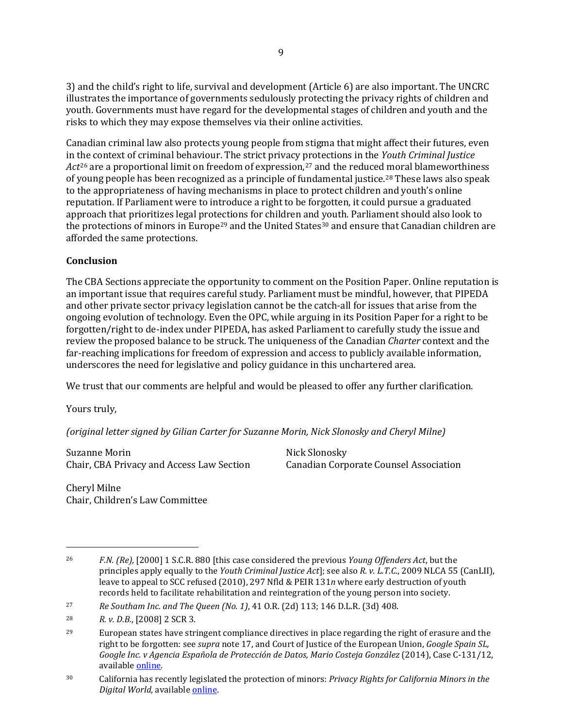3) and the child's right to life, survival and development (Article 6) are also important. The UNCRC illustrates the importance of governments sedulously protecting the privacy rights of children and youth. Governments must have regard for the developmental stages of children and youth and the risks to which they may expose themselves via their online activities.

Canadian criminal law also protects young people from stigma that might affect their futures, even in the context of criminal behaviour. The strict privacy protections in the *Youth Criminal Justice Act*[26] are a proportional limit on freedom of expression,[27] and the reduced moral blameworthiness of young people has been recognized as a principle of fundamental justice.[28] These laws also speak to the appropriateness of having mechanisms in place to protect children and youth's online reputation. If Parliament were to introduce a right to be forgotten, it could pursue a graduated approach that prioritizes legal protections for children and youth. Parliament should also look to the protections of minors in Europe[29] and the United States[30] and ensure that Canadian children are afforded the same protections.

**Conclusion**

The CBA Sections appreciate the opportunity to comment on the Position Paper. Online reputation is an important issue that requires careful study. Parliament must be mindful, however, that PIPEDA and other private sector privacy legislation cannot be the catch-all for issues that arise from the ongoing evolution of technology. Even the OPC, while arguing in its Position Paper for a right to be forgotten/right to de-index under PIPEDA, has asked Parliament to carefully study the issue and review the proposed balance to be struck. The uniqueness of the Canadian *Charter* context and the far-reaching implications for freedom of expression and access to publicly available information, underscores the need for legislative and policy guidance in this unchartered area.

We trust that our comments are helpful and would be pleased to offer any further clarification.

Yours truly,

*(original letter signed by Gilian Carter for Suzanne Morin, Nick Slonosky and Cheryl Milne)*

Suzanne Morin
Chair, CBA Privacy and Access Law Section

Nick Slonosky
Canadian Corporate Counsel Association

Cheryl Milne
Chair, Children's Law Committee

---

26 *F.N. (Re)*, [2000] 1 S.C.R. 880 [this case considered the previous *Young Offenders Act*, but the principles apply equally to the *Youth Criminal Justice Act*]; see also *R. v. L.T.C.*, 2009 NLCA 55 (CanLII), leave to appeal to SCC refused (2010), 297 Nfld & PEIR 131*n* where early destruction of youth records held to facilitate rehabilitation and reintegration of the young person into society.

27 *Re Southam Inc. and The Queen (No. 1)*, 41 O.R. (2d) 113; 146 D.L.R. (3d) 408.

28 *R. v. D.B.*, [2008] 2 SCR 3.

29 European states have stringent compliance directives in place regarding the right of erasure and the right to be forgotten: see *supra* note 17, and Court of Justice of the European Union, *Google Spain SL, Google Inc. v Agencia Española de Protección de Datos, Mario Costeja González* (2014), Case C-131/12, available online.

30 California has recently legislated the protection of minors: *Privacy Rights for California Minors in the Digital World*, available online.